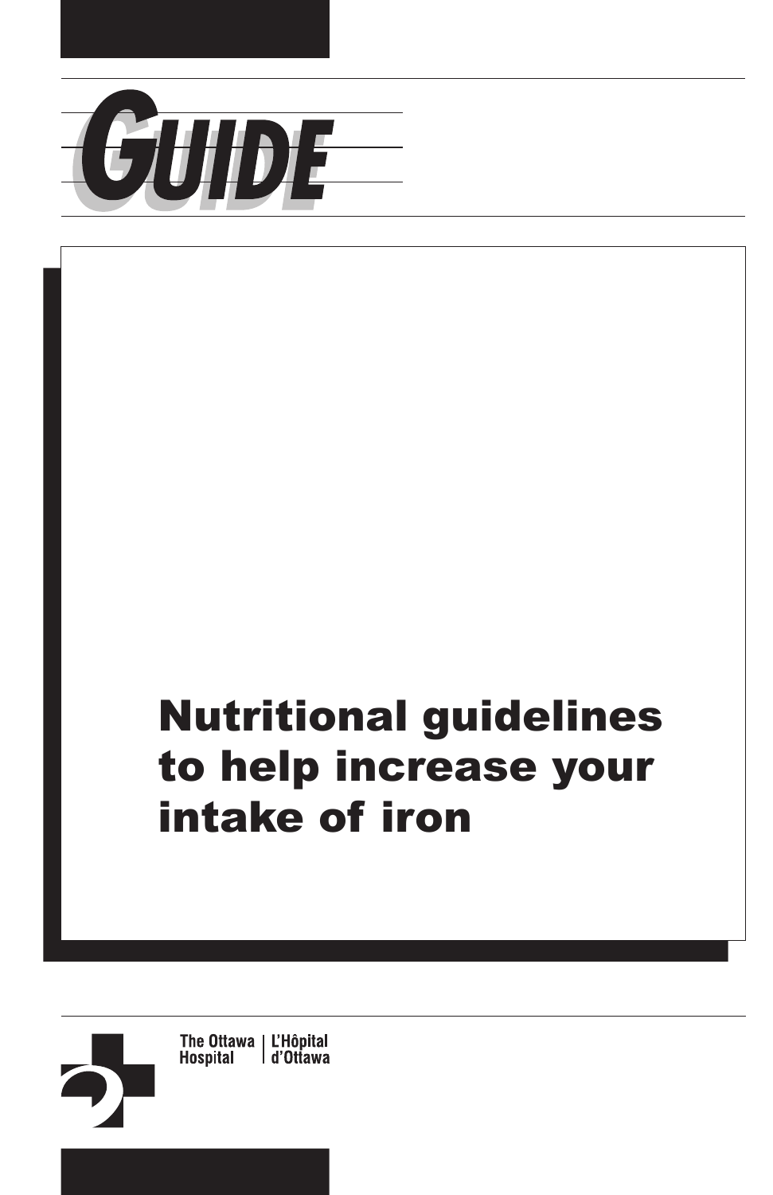# GUIDE

# Nutritional guidelines to help increase your intake of iron

The Ottawa Hospital | L'Hôpital d'Ottawa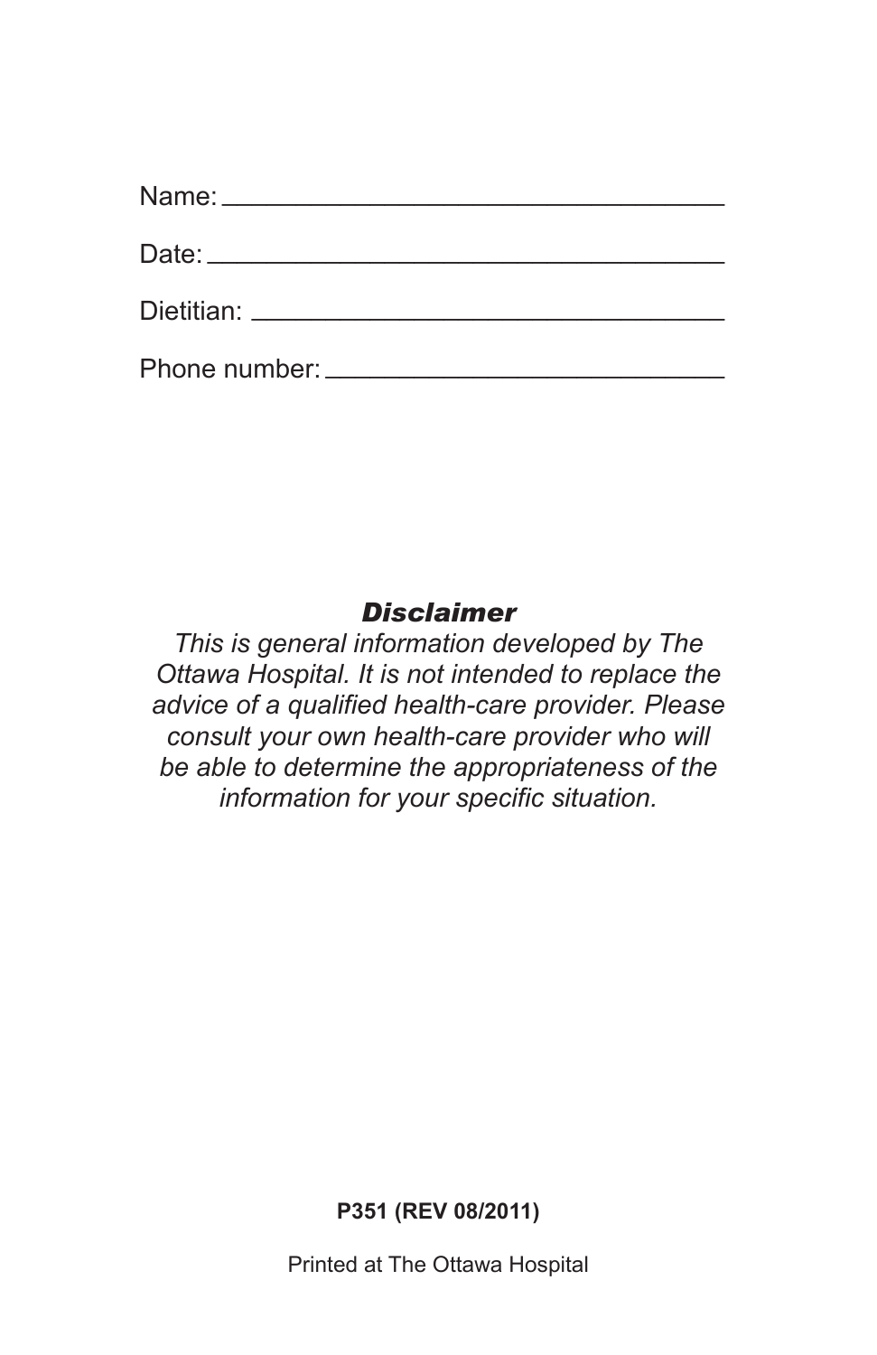Name: ___________________________________

Date: ___________________________________

Dietitian: ________________________________

Phone number: ____________________________

### *Disclaimer*

*This is general information developed by The Ottawa Hospital. It is not intended to replace the advice of a qualified health-care provider. Please consult your own health-care provider who will be able to determine the appropriateness of the information for your specific situation.*

**P351 (REV 08/2011)**

Printed at The Ottawa Hospital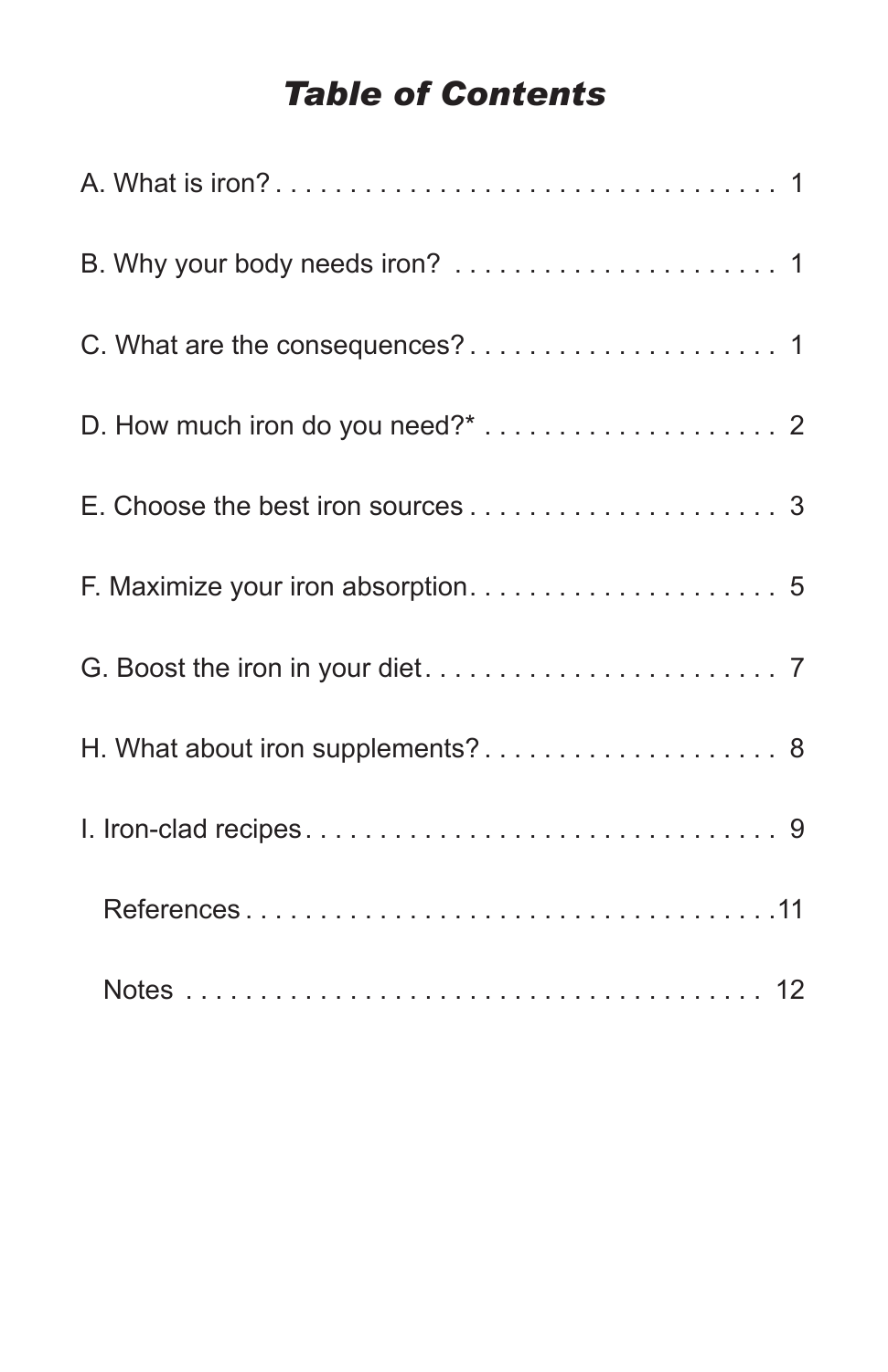# *Table of Contents*

A. What is iron? . . . . . . . . . . . . . . . . . . . . . . . . . . . . . . . . . . 1

B. Why your body needs iron? . . . . . . . . . . . . . . . . . . . . . . 1

C. What are the consequences? . . . . . . . . . . . . . . . . . . . . . 1

D. How much iron do you need?* . . . . . . . . . . . . . . . . . . . . 2

E. Choose the best iron sources . . . . . . . . . . . . . . . . . . . . . 3

F. Maximize your iron absorption. . . . . . . . . . . . . . . . . . . . . 5

G. Boost the iron in your diet . . . . . . . . . . . . . . . . . . . . . . . . 7

H. What about iron supplements? . . . . . . . . . . . . . . . . . . . . 8

I. Iron-clad recipes . . . . . . . . . . . . . . . . . . . . . . . . . . . . . . . 9

References . . . . . . . . . . . . . . . . . . . . . . . . . . . . . . . . . . . .11

Notes . . . . . . . . . . . . . . . . . . . . . . . . . . . . . . . . . . . . . . . 12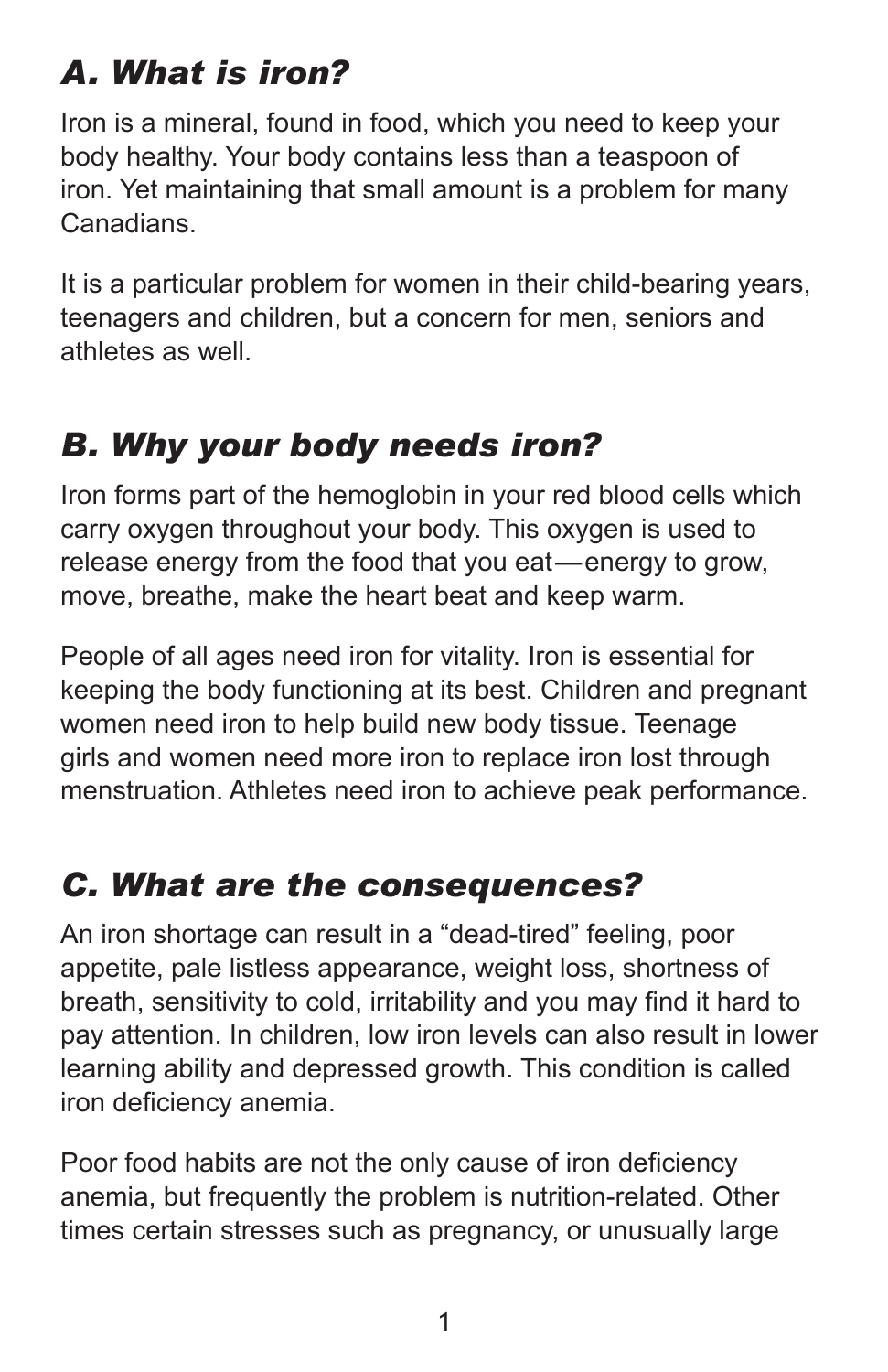## *A. What is iron?*

Iron is a mineral, found in food, which you need to keep your body healthy. Your body contains less than a teaspoon of iron. Yet maintaining that small amount is a problem for many Canadians.

It is a particular problem for women in their child-bearing years, teenagers and children, but a concern for men, seniors and athletes as well.

## *B. Why your body needs iron?*

Iron forms part of the hemoglobin in your red blood cells which carry oxygen throughout your body. This oxygen is used to release energy from the food that you eat—energy to grow, move, breathe, make the heart beat and keep warm.

People of all ages need iron for vitality. Iron is essential for keeping the body functioning at its best. Children and pregnant women need iron to help build new body tissue. Teenage girls and women need more iron to replace iron lost through menstruation. Athletes need iron to achieve peak performance.

## *C. What are the consequences?*

An iron shortage can result in a "dead-tired" feeling, poor appetite, pale listless appearance, weight loss, shortness of breath, sensitivity to cold, irritability and you may find it hard to pay attention. In children, low iron levels can also result in lower learning ability and depressed growth. This condition is called iron deficiency anemia.

Poor food habits are not the only cause of iron deficiency anemia, but frequently the problem is nutrition-related. Other times certain stresses such as pregnancy, or unusually large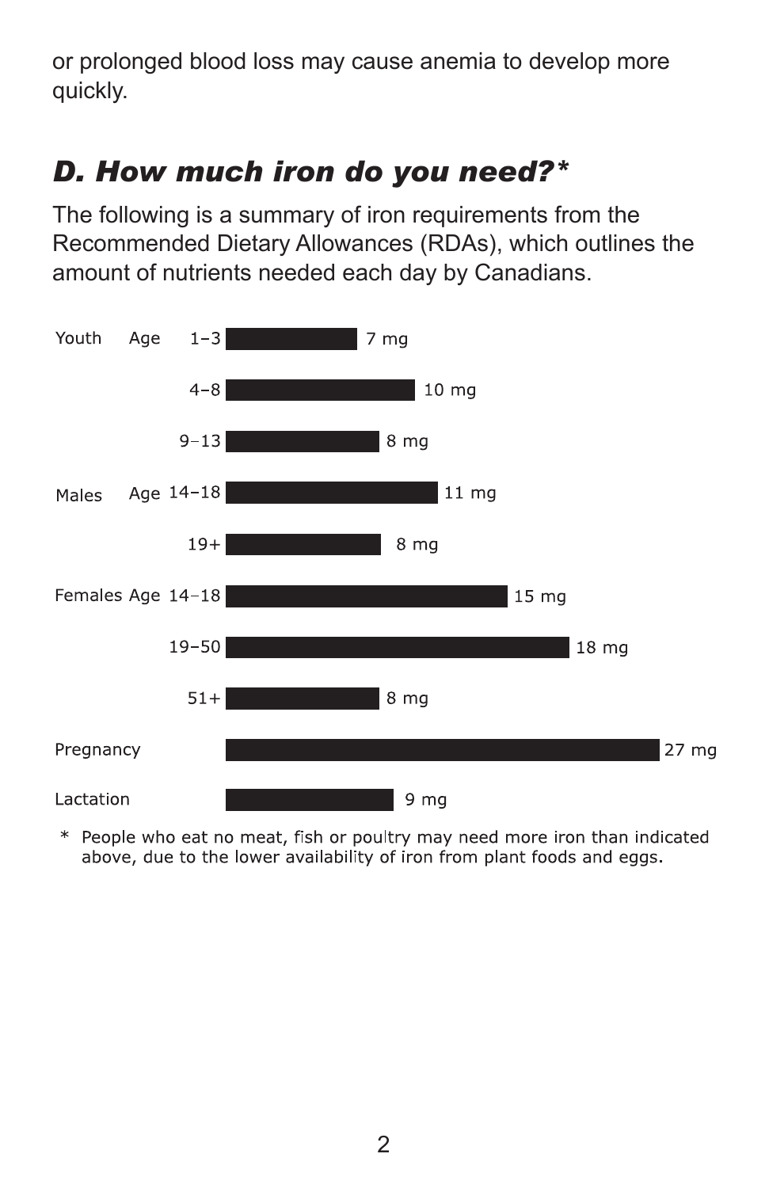or prolonged blood loss may cause anemia to develop more quickly.

## *D. How much iron do you need?**

The following is a summary of iron requirements from the Recommended Dietary Allowances (RDAs), which outlines the amount of nutrients needed each day by Canadians.

| Group | Age | Iron |
|---|---|---|
| Youth | 1–3 | 7 mg |
| | 4–8 | 10 mg |
| | 9–13 | 8 mg |
| Males | 14–18 | 11 mg |
| | 19+ | 8 mg |
| Females | 14–18 | 15 mg |
| | 19–50 | 18 mg |
| | 51+ | 8 mg |
| Pregnancy | | 27 mg |
| Lactation | | 9 mg |

\* People who eat no meat, fish or poultry may need more iron than indicated above, due to the lower availability of iron from plant foods and eggs.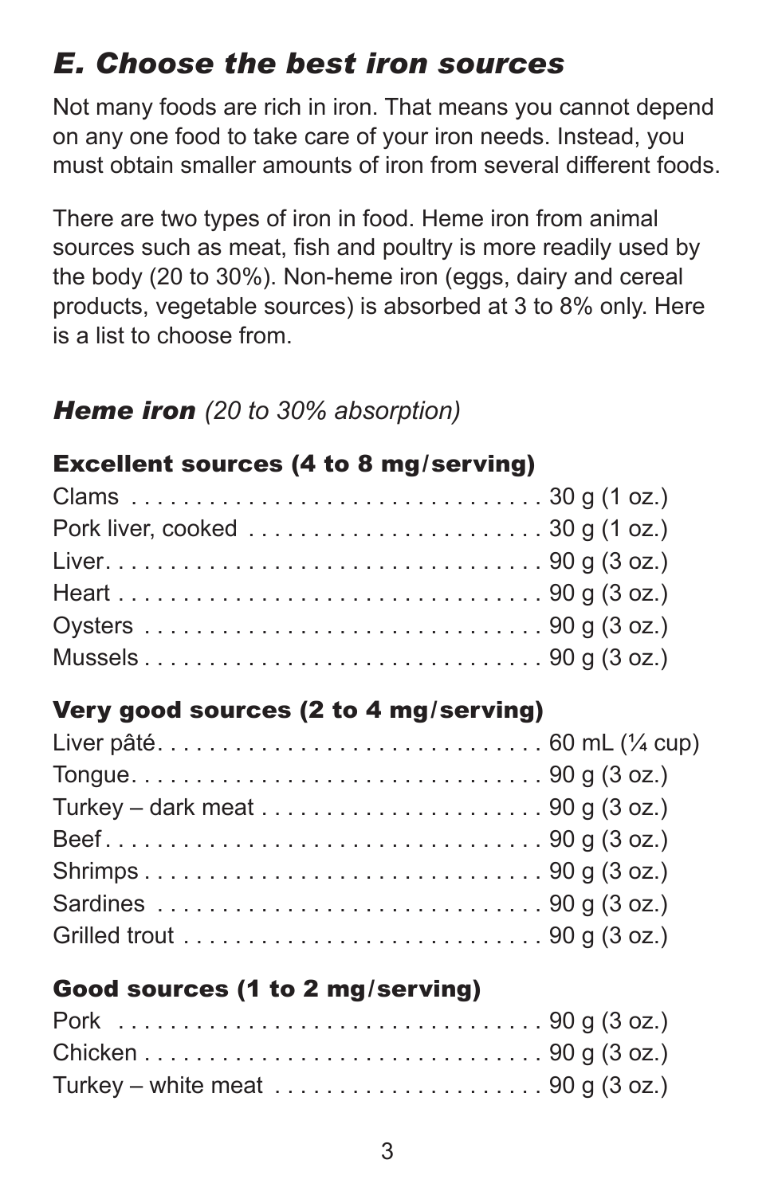## *E. Choose the best iron sources*

Not many foods are rich in iron. That means you cannot depend on any one food to take care of your iron needs. Instead, you must obtain smaller amounts of iron from several different foods.

There are two types of iron in food. Heme iron from animal sources such as meat, fish and poultry is more readily used by the body (20 to 30%). Non-heme iron (eggs, dairy and cereal products, vegetable sources) is absorbed at 3 to 8% only. Here is a list to choose from.

### ***Heme iron*** *(20 to 30% absorption)*

#### Excellent sources (4 to 8 mg/serving)

Clams . . . . . . . . . . . . . . . . . . . . . . . . . . . . . . . . 30 g (1 oz.)
Pork liver, cooked . . . . . . . . . . . . . . . . . . . . . . . 30 g (1 oz.)
Liver. . . . . . . . . . . . . . . . . . . . . . . . . . . . . . . . . . 90 g (3 oz.)
Heart . . . . . . . . . . . . . . . . . . . . . . . . . . . . . . . . . 90 g (3 oz.)
Oysters . . . . . . . . . . . . . . . . . . . . . . . . . . . . . . . 90 g (3 oz.)
Mussels . . . . . . . . . . . . . . . . . . . . . . . . . . . . . . . 90 g (3 oz.)

#### Very good sources (2 to 4 mg/serving)

Liver pâté. . . . . . . . . . . . . . . . . . . . . . . . . . . . . 60 mL (¼ cup)
Tongue. . . . . . . . . . . . . . . . . . . . . . . . . . . . . . . . 90 g (3 oz.)
Turkey – dark meat . . . . . . . . . . . . . . . . . . . . . . 90 g (3 oz.)
Beef . . . . . . . . . . . . . . . . . . . . . . . . . . . . . . . . . . 90 g (3 oz.)
Shrimps . . . . . . . . . . . . . . . . . . . . . . . . . . . . . . . 90 g (3 oz.)
Sardines . . . . . . . . . . . . . . . . . . . . . . . . . . . . . . 90 g (3 oz.)
Grilled trout . . . . . . . . . . . . . . . . . . . . . . . . . . . . 90 g (3 oz.)

#### Good sources (1 to 2 mg/serving)

Pork . . . . . . . . . . . . . . . . . . . . . . . . . . . . . . . . . 90 g (3 oz.)
Chicken . . . . . . . . . . . . . . . . . . . . . . . . . . . . . . . 90 g (3 oz.)
Turkey – white meat . . . . . . . . . . . . . . . . . . . . . 90 g (3 oz.)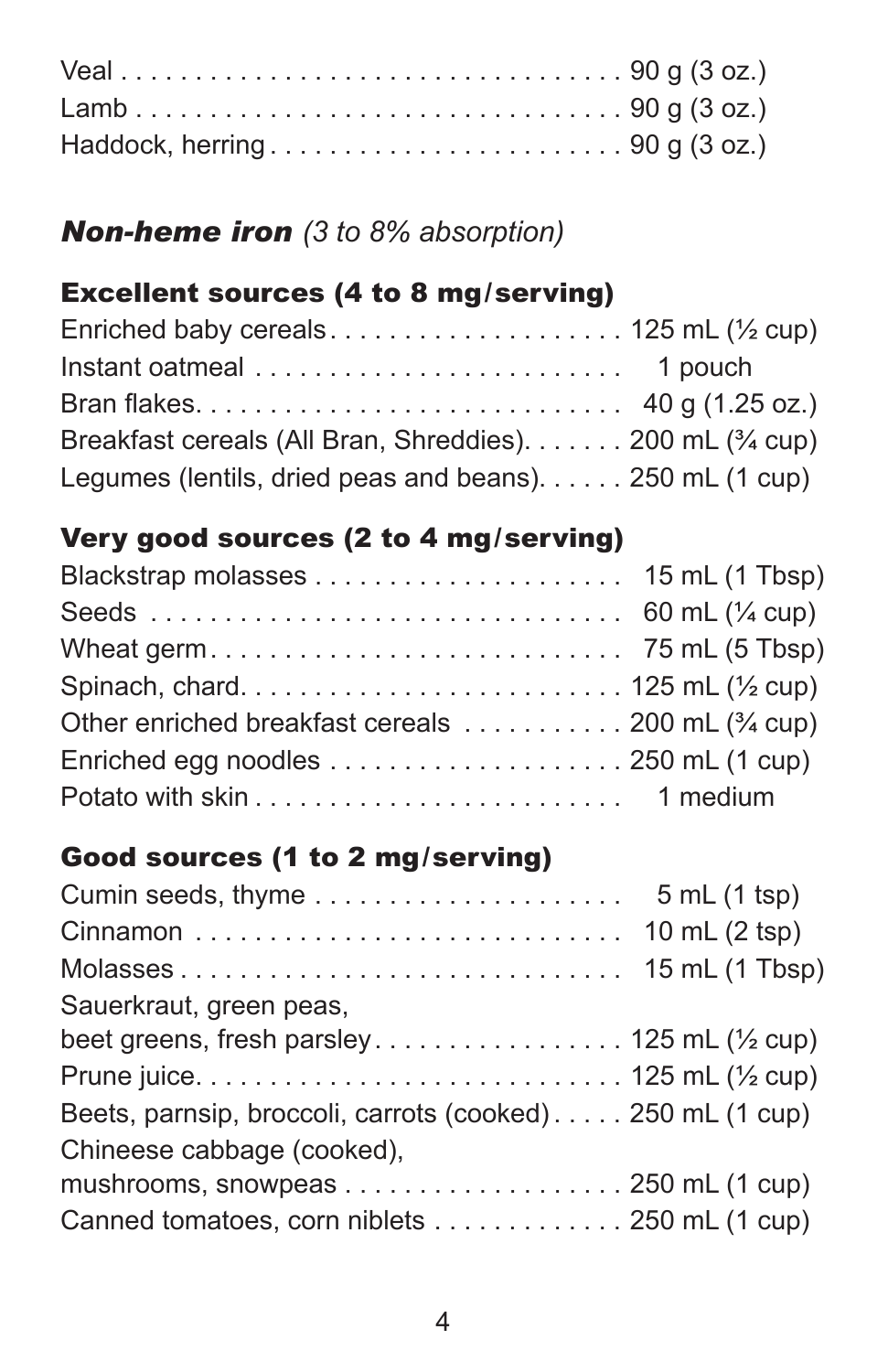| | |
|---|---|
| Veal | 90 g (3 oz.) |
| Lamb | 90 g (3 oz.) |
| Haddock, herring | 90 g (3 oz.) |

## *Non-heme iron* *(3 to 8% absorption)*

### Excellent sources (4 to 8 mg/serving)

| | |
|---|---|
| Enriched baby cereals | 125 mL (½ cup) |
| Instant oatmeal | 1 pouch |
| Bran flakes | 40 g (1.25 oz.) |
| Breakfast cereals (All Bran, Shreddies) | 200 mL (¾ cup) |
| Legumes (lentils, dried peas and beans) | 250 mL (1 cup) |

### Very good sources (2 to 4 mg/serving)

| | |
|---|---|
| Blackstrap molasses | 15 mL (1 Tbsp) |
| Seeds | 60 mL (¼ cup) |
| Wheat germ | 75 mL (5 Tbsp) |
| Spinach, chard | 125 mL (½ cup) |
| Other enriched breakfast cereals | 200 mL (¾ cup) |
| Enriched egg noodles | 250 mL (1 cup) |
| Potato with skin | 1 medium |

### Good sources (1 to 2 mg/serving)

| | |
|---|---|
| Cumin seeds, thyme | 5 mL (1 tsp) |
| Cinnamon | 10 mL (2 tsp) |
| Molasses | 15 mL (1 Tbsp) |
| Sauerkraut, green peas, beet greens, fresh parsley | 125 mL (½ cup) |
| Prune juice | 125 mL (½ cup) |
| Beets, parnsip, broccoli, carrots (cooked) | 250 mL (1 cup) |
| Chineese cabbage (cooked), mushrooms, snowpeas | 250 mL (1 cup) |
| Canned tomatoes, corn niblets | 250 mL (1 cup) |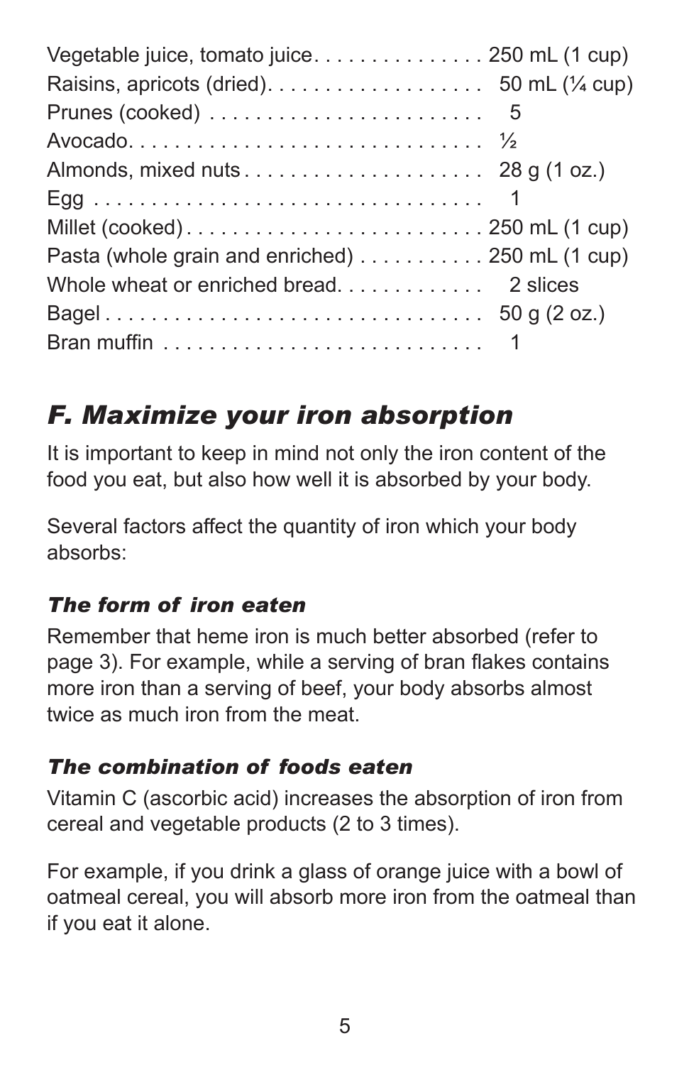| | |
|---|---|
| Vegetable juice, tomato juice | 250 mL (1 cup) |
| Raisins, apricots (dried) | 50 mL (¼ cup) |
| Prunes (cooked) | 5 |
| Avocado | ½ |
| Almonds, mixed nuts | 28 g (1 oz.) |
| Egg | 1 |
| Millet (cooked) | 250 mL (1 cup) |
| Pasta (whole grain and enriched) | 250 mL (1 cup) |
| Whole wheat or enriched bread | 2 slices |
| Bagel | 50 g (2 oz.) |
| Bran muffin | 1 |

## *F. Maximize your iron absorption*

It is important to keep in mind not only the iron content of the food you eat, but also how well it is absorbed by your body.

Several factors affect the quantity of iron which your body absorbs:

### *The form of iron eaten*

Remember that heme iron is much better absorbed (refer to page 3). For example, while a serving of bran flakes contains more iron than a serving of beef, your body absorbs almost twice as much iron from the meat.

### *The combination of foods eaten*

Vitamin C (ascorbic acid) increases the absorption of iron from cereal and vegetable products (2 to 3 times).

For example, if you drink a glass of orange juice with a bowl of oatmeal cereal, you will absorb more iron from the oatmeal than if you eat it alone.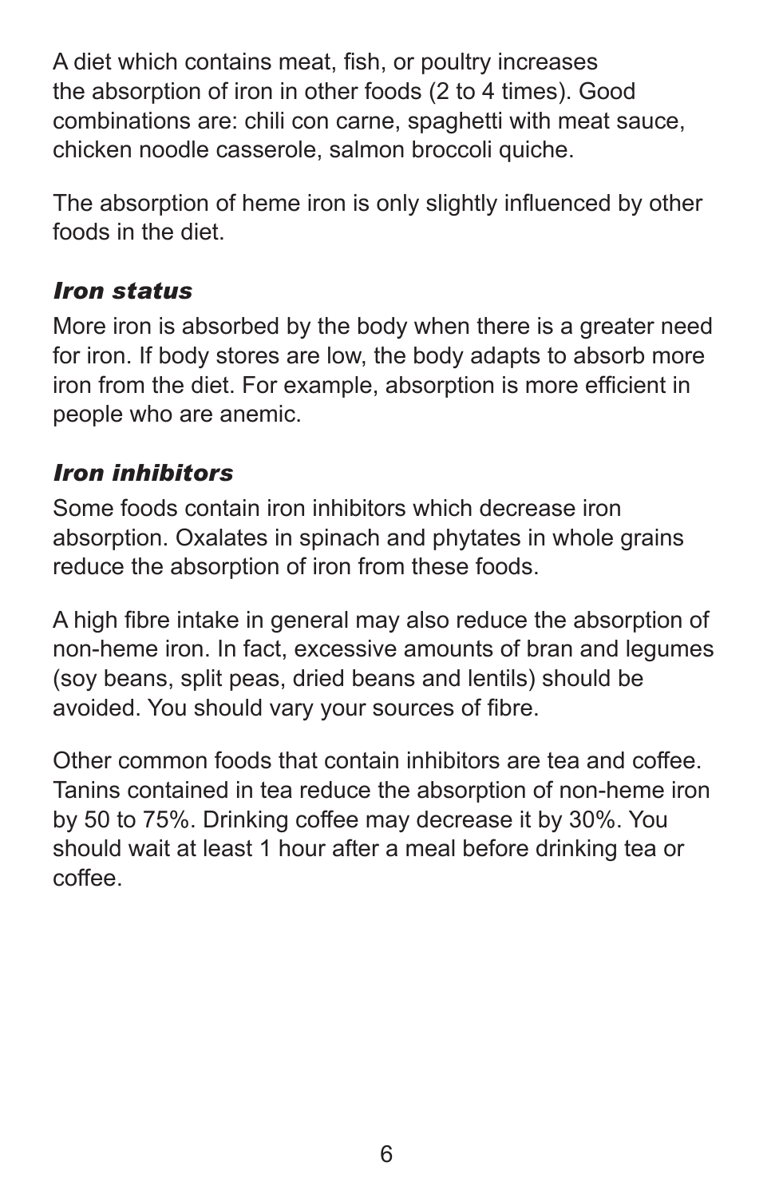A diet which contains meat, fish, or poultry increases the absorption of iron in other foods (2 to 4 times). Good combinations are: chili con carne, spaghetti with meat sauce, chicken noodle casserole, salmon broccoli quiche.

The absorption of heme iron is only slightly influenced by other foods in the diet.

### *Iron status*

More iron is absorbed by the body when there is a greater need for iron. If body stores are low, the body adapts to absorb more iron from the diet. For example, absorption is more efficient in people who are anemic.

### *Iron inhibitors*

Some foods contain iron inhibitors which decrease iron absorption. Oxalates in spinach and phytates in whole grains reduce the absorption of iron from these foods.

A high fibre intake in general may also reduce the absorption of non-heme iron. In fact, excessive amounts of bran and legumes (soy beans, split peas, dried beans and lentils) should be avoided. You should vary your sources of fibre.

Other common foods that contain inhibitors are tea and coffee. Tanins contained in tea reduce the absorption of non-heme iron by 50 to 75%. Drinking coffee may decrease it by 30%. You should wait at least 1 hour after a meal before drinking tea or coffee.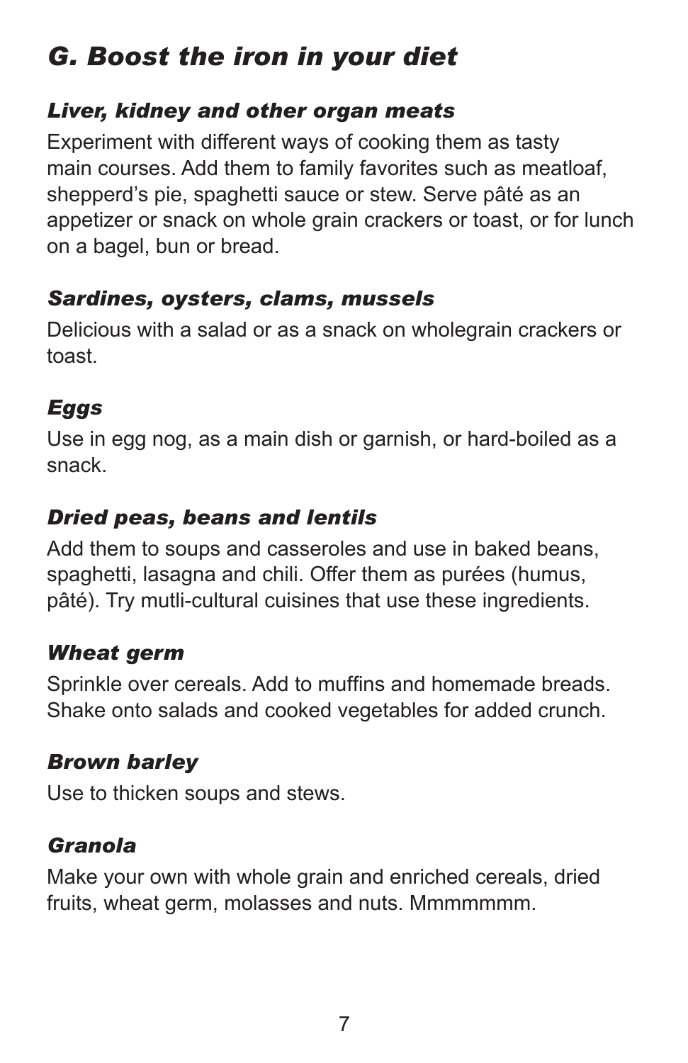## *G. Boost the iron in your diet*

### *Liver, kidney and other organ meats*

Experiment with different ways of cooking them as tasty main courses. Add them to family favorites such as meatloaf, shepperd's pie, spaghetti sauce or stew. Serve pâté as an appetizer or snack on whole grain crackers or toast, or for lunch on a bagel, bun or bread.

### *Sardines, oysters, clams, mussels*

Delicious with a salad or as a snack on wholegrain crackers or toast.

### *Eggs*

Use in egg nog, as a main dish or garnish, or hard-boiled as a snack.

### *Dried peas, beans and lentils*

Add them to soups and casseroles and use in baked beans, spaghetti, lasagna and chili. Offer them as purées (humus, pâté). Try mutli-cultural cuisines that use these ingredients.

### *Wheat germ*

Sprinkle over cereals. Add to muffins and homemade breads. Shake onto salads and cooked vegetables for added crunch.

### *Brown barley*

Use to thicken soups and stews.

### *Granola*

Make your own with whole grain and enriched cereals, dried fruits, wheat germ, molasses and nuts. Mmmmmmm.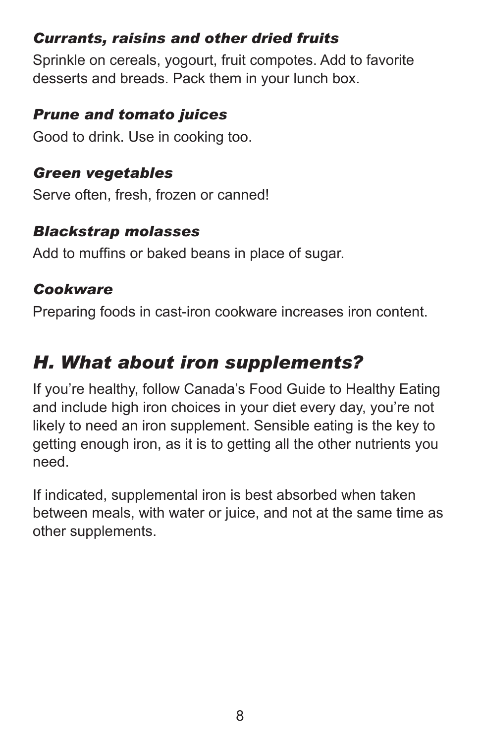### *Currants, raisins and other dried fruits*

Sprinkle on cereals, yogourt, fruit compotes. Add to favorite desserts and breads. Pack them in your lunch box.

### *Prune and tomato juices*

Good to drink. Use in cooking too.

### *Green vegetables*

Serve often, fresh, frozen or canned!

### *Blackstrap molasses*

Add to muffins or baked beans in place of sugar.

### *Cookware*

Preparing foods in cast-iron cookware increases iron content.

## *H. What about iron supplements?*

If you're healthy, follow Canada's Food Guide to Healthy Eating and include high iron choices in your diet every day, you're not likely to need an iron supplement. Sensible eating is the key to getting enough iron, as it is to getting all the other nutrients you need.

If indicated, supplemental iron is best absorbed when taken between meals, with water or juice, and not at the same time as other supplements.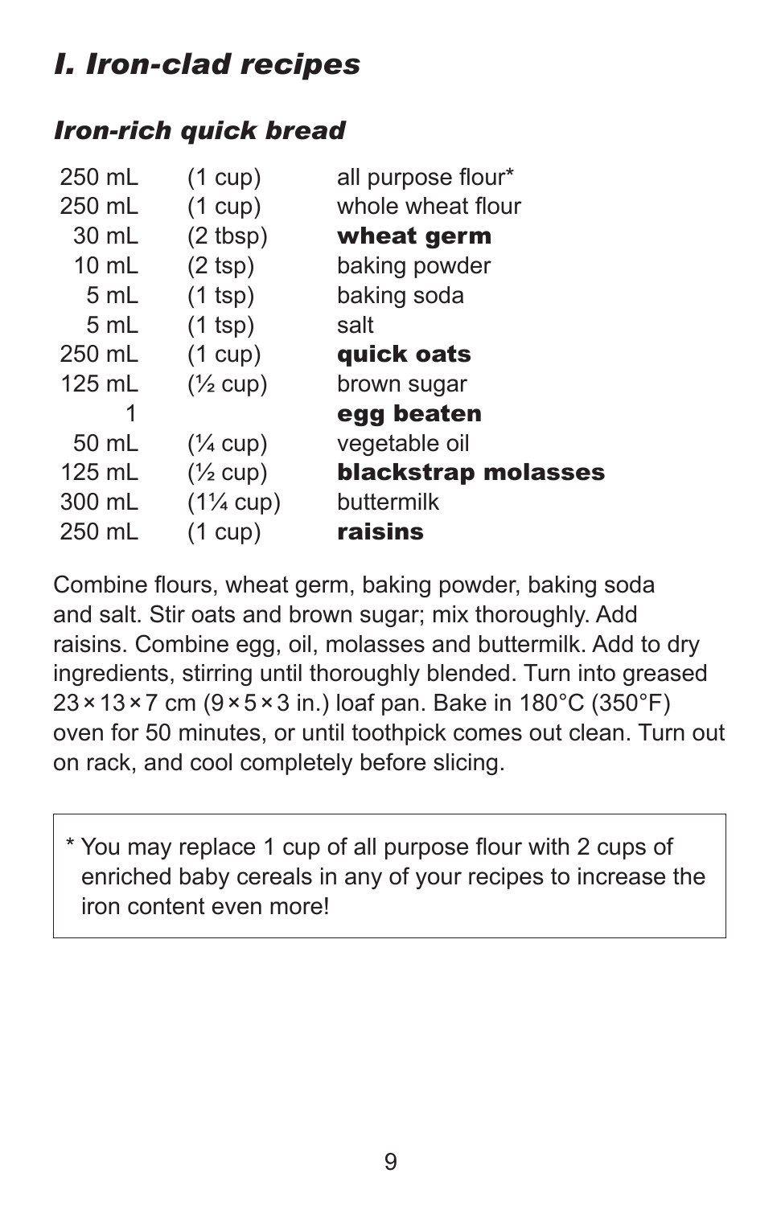# *I. Iron-clad recipes*

## *Iron-rich quick bread*

| | | |
|---|---|---|
| 250 mL | (1 cup) | all purpose flour* |
| 250 mL | (1 cup) | whole wheat flour |
| 30 mL | (2 tbsp) | **wheat germ** |
| 10 mL | (2 tsp) | baking powder |
| 5 mL | (1 tsp) | baking soda |
| 5 mL | (1 tsp) | salt |
| 250 mL | (1 cup) | **quick oats** |
| 125 mL | (½ cup) | brown sugar |
| 1 | | **egg beaten** |
| 50 mL | (¼ cup) | vegetable oil |
| 125 mL | (½ cup) | **blackstrap molasses** |
| 300 mL | (1¼ cup) | buttermilk |
| 250 mL | (1 cup) | **raisins** |

Combine flours, wheat germ, baking powder, baking soda and salt. Stir oats and brown sugar; mix thoroughly. Add raisins. Combine egg, oil, molasses and buttermilk. Add to dry ingredients, stirring until thoroughly blended. Turn into greased 23 × 13 × 7 cm (9 × 5 × 3 in.) loaf pan. Bake in 180°C (350°F) oven for 50 minutes, or until toothpick comes out clean. Turn out on rack, and cool completely before slicing.

> * You may replace 1 cup of all purpose flour with 2 cups of enriched baby cereals in any of your recipes to increase the iron content even more!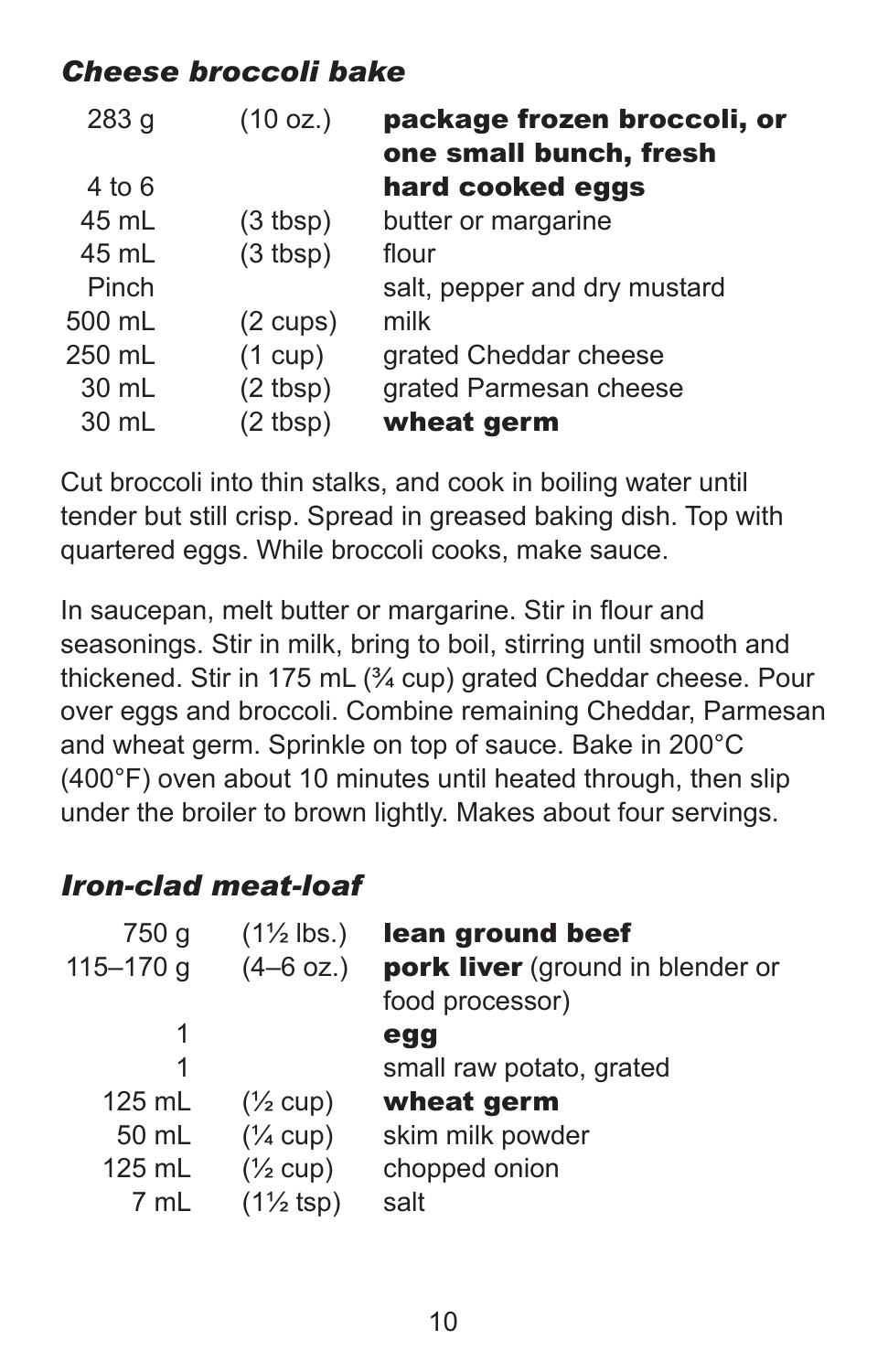## *Cheese broccoli bake*

| | | |
|---|---|---|
| 283 g | (10 oz.) | **package frozen broccoli, or one small bunch, fresh** |
| 4 to 6 | | **hard cooked eggs** |
| 45 mL | (3 tbsp) | butter or margarine |
| 45 mL | (3 tbsp) | flour |
| Pinch | | salt, pepper and dry mustard |
| 500 mL | (2 cups) | milk |
| 250 mL | (1 cup) | grated Cheddar cheese |
| 30 mL | (2 tbsp) | grated Parmesan cheese |
| 30 mL | (2 tbsp) | **wheat germ** |

Cut broccoli into thin stalks, and cook in boiling water until tender but still crisp. Spread in greased baking dish. Top with quartered eggs. While broccoli cooks, make sauce.

In saucepan, melt butter or margarine. Stir in flour and seasonings. Stir in milk, bring to boil, stirring until smooth and thickened. Stir in 175 mL (¾ cup) grated Cheddar cheese. Pour over eggs and broccoli. Combine remaining Cheddar, Parmesan and wheat germ. Sprinkle on top of sauce. Bake in 200°C (400°F) oven about 10 minutes until heated through, then slip under the broiler to brown lightly. Makes about four servings.

## *Iron-clad meat-loaf*

| | | |
|---|---|---|
| 750 g | (1½ lbs.) | **lean ground beef** |
| 115–170 g | (4–6 oz.) | **pork liver** (ground in blender or food processor) |
| 1 | | **egg** |
| 1 | | small raw potato, grated |
| 125 mL | (½ cup) | **wheat germ** |
| 50 mL | (¼ cup) | skim milk powder |
| 125 mL | (½ cup) | chopped onion |
| 7 mL | (1½ tsp) | salt |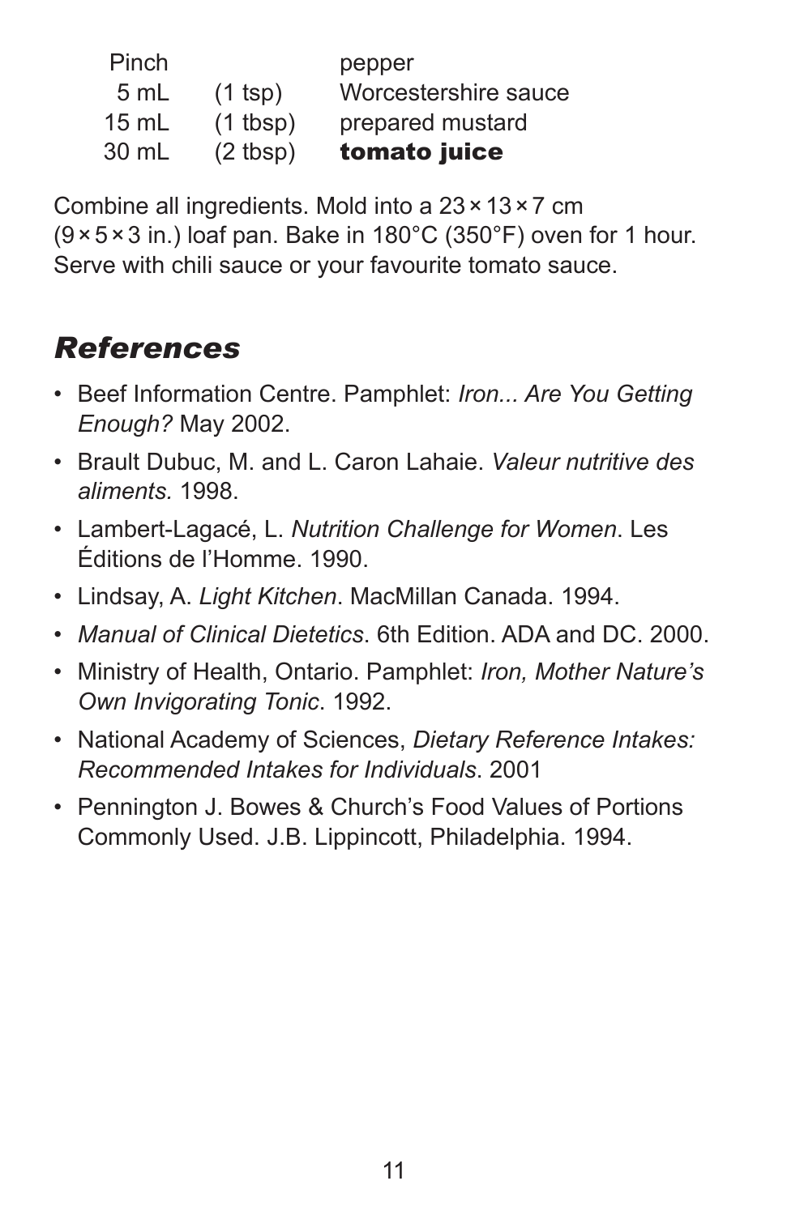| | | |
|---|---|---|
| Pinch | | pepper |
| 5 mL | (1 tsp) | Worcestershire sauce |
| 15 mL | (1 tbsp) | prepared mustard |
| 30 mL | (2 tbsp) | **tomato juice** |

Combine all ingredients. Mold into a 23 × 13 × 7 cm (9 × 5 × 3 in.) loaf pan. Bake in 180°C (350°F) oven for 1 hour. Serve with chili sauce or your favourite tomato sauce.

## *References*

- Beef Information Centre. Pamphlet: *Iron... Are You Getting Enough?* May 2002.
- Brault Dubuc, M. and L. Caron Lahaie. *Valeur nutritive des aliments.* 1998.
- Lambert-Lagacé, L. *Nutrition Challenge for Women*. Les Éditions de l'Homme. 1990.
- Lindsay, A. *Light Kitchen*. MacMillan Canada. 1994.
- *Manual of Clinical Dietetics*. 6th Edition. ADA and DC. 2000.
- Ministry of Health, Ontario. Pamphlet: *Iron, Mother Nature's Own Invigorating Tonic*. 1992.
- National Academy of Sciences, *Dietary Reference Intakes: Recommended Intakes for Individuals*. 2001
- Pennington J. Bowes & Church's Food Values of Portions Commonly Used. J.B. Lippincott, Philadelphia. 1994.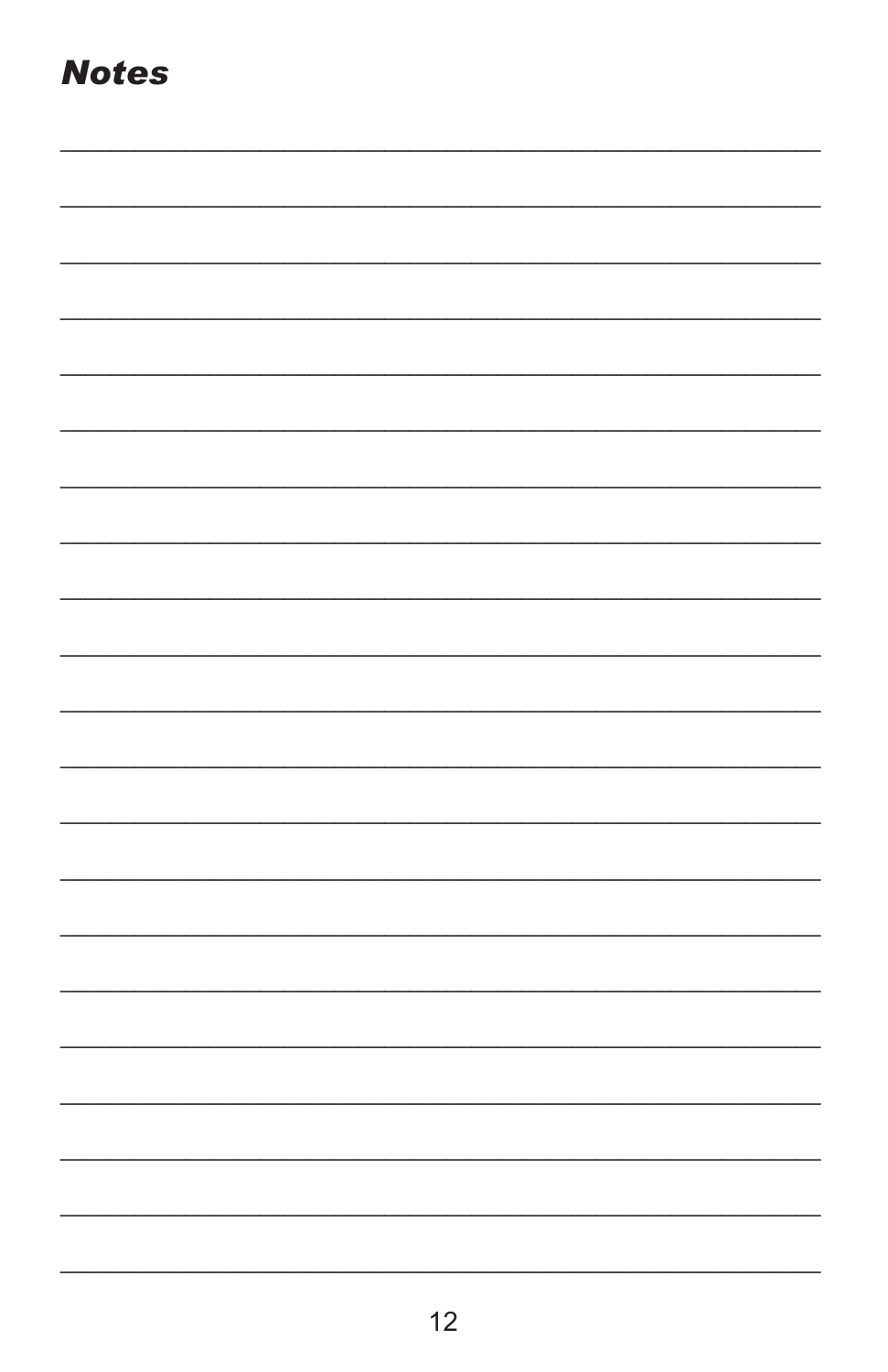## *Notes*